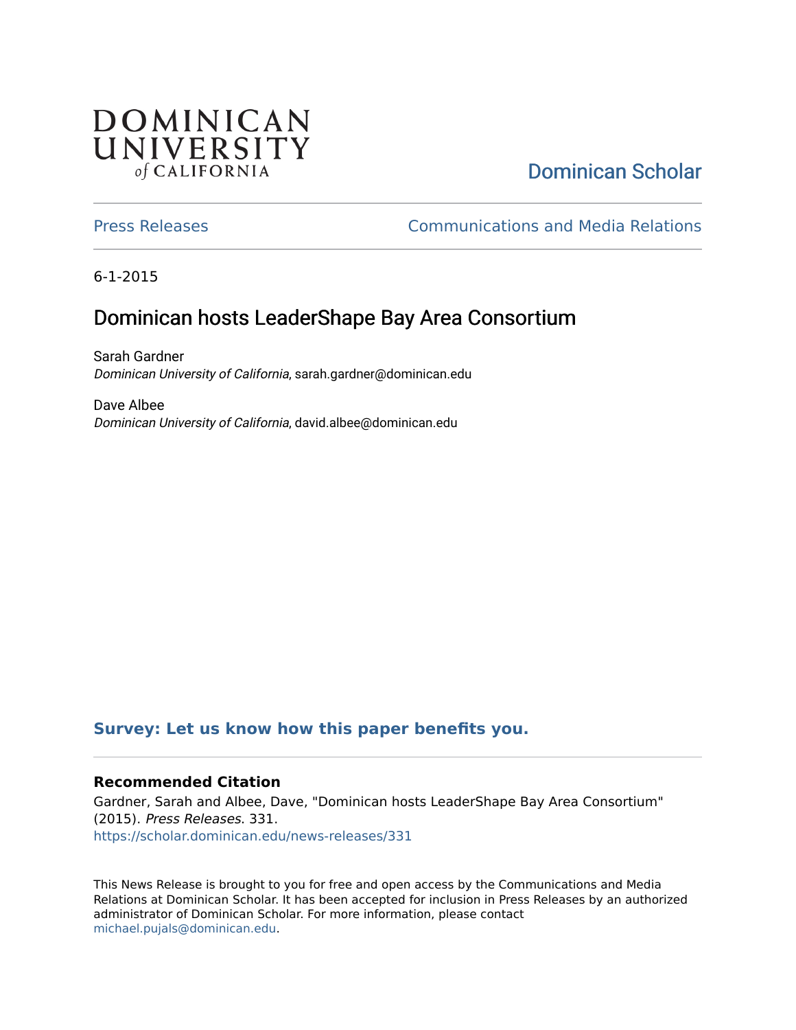DOMINICAN UNIVERSITY of CALIFORNIA

Dominican Scholar

Press Releases

Communications and Media Relations

6-1-2015

# Dominican hosts LeaderShape Bay Area Consortium

Sarah Gardner
*Dominican University of California*, sarah.gardner@dominican.edu

Dave Albee
*Dominican University of California*, david.albee@dominican.edu

**Survey: Let us know how this paper benefits you.**

### Recommended Citation

Gardner, Sarah and Albee, Dave, "Dominican hosts LeaderShape Bay Area Consortium" (2015). *Press Releases*. 331.
https://scholar.dominican.edu/news-releases/331

This News Release is brought to you for free and open access by the Communications and Media Relations at Dominican Scholar. It has been accepted for inclusion in Press Releases by an authorized administrator of Dominican Scholar. For more information, please contact michael.pujals@dominican.edu.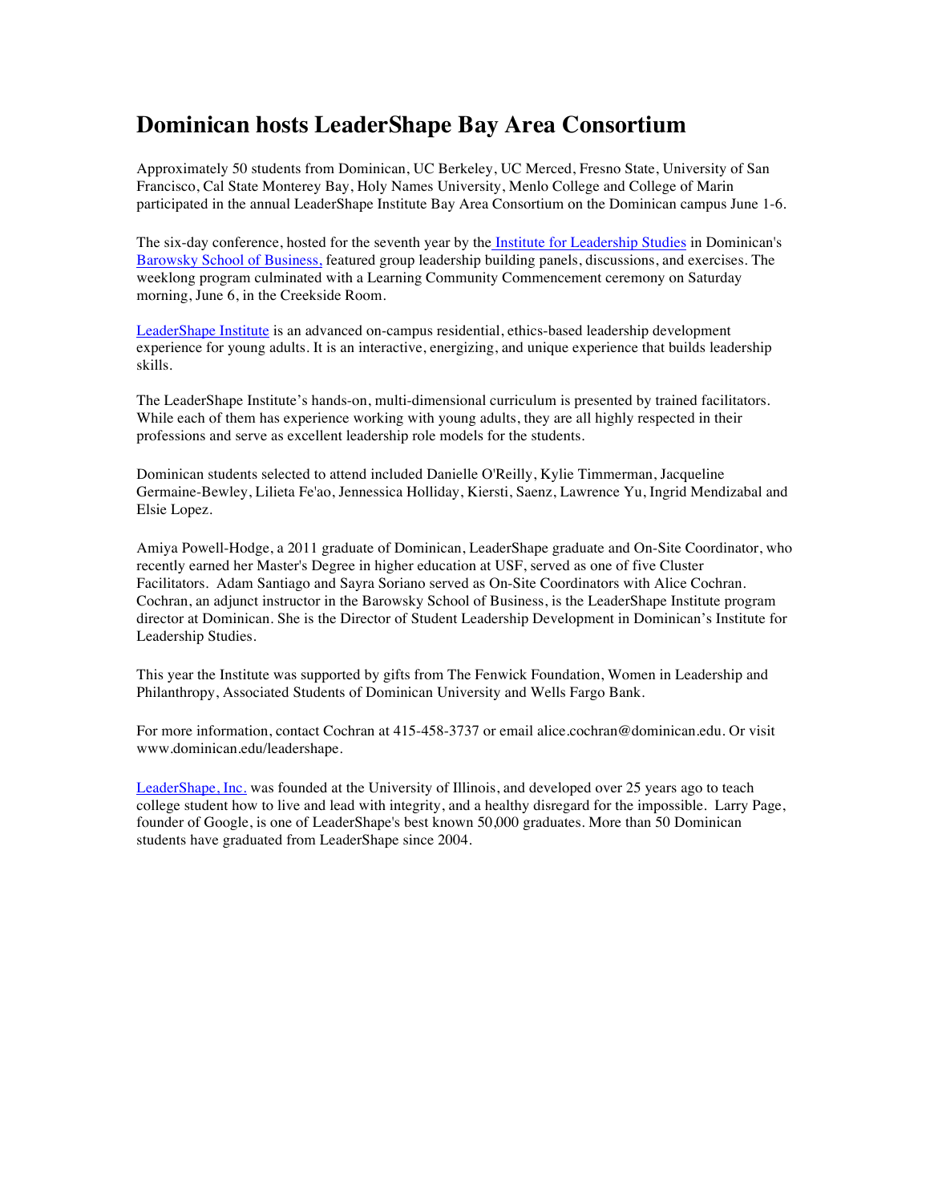# Dominican hosts LeaderShape Bay Area Consortium

Approximately 50 students from Dominican, UC Berkeley, UC Merced, Fresno State, University of San Francisco, Cal State Monterey Bay, Holy Names University, Menlo College and College of Marin participated in the annual LeaderShape Institute Bay Area Consortium on the Dominican campus June 1-6.

The six-day conference, hosted for the seventh year by the Institute for Leadership Studies in Dominican's Barowsky School of Business, featured group leadership building panels, discussions, and exercises. The weeklong program culminated with a Learning Community Commencement ceremony on Saturday morning, June 6, in the Creekside Room.

LeaderShape Institute is an advanced on-campus residential, ethics-based leadership development experience for young adults. It is an interactive, energizing, and unique experience that builds leadership skills.

The LeaderShape Institute's hands-on, multi-dimensional curriculum is presented by trained facilitators. While each of them has experience working with young adults, they are all highly respected in their professions and serve as excellent leadership role models for the students.

Dominican students selected to attend included Danielle O'Reilly, Kylie Timmerman, Jacqueline Germaine-Bewley, Lilieta Fe'ao, Jennessica Holliday, Kiersti, Saenz, Lawrence Yu, Ingrid Mendizabal and Elsie Lopez.

Amiya Powell-Hodge, a 2011 graduate of Dominican, LeaderShape graduate and On-Site Coordinator, who recently earned her Master's Degree in higher education at USF, served as one of five Cluster Facilitators. Adam Santiago and Sayra Soriano served as On-Site Coordinators with Alice Cochran. Cochran, an adjunct instructor in the Barowsky School of Business, is the LeaderShape Institute program director at Dominican. She is the Director of Student Leadership Development in Dominican's Institute for Leadership Studies.

This year the Institute was supported by gifts from The Fenwick Foundation, Women in Leadership and Philanthropy, Associated Students of Dominican University and Wells Fargo Bank.

For more information, contact Cochran at 415-458-3737 or email alice.cochran@dominican.edu. Or visit www.dominican.edu/leadershape.

LeaderShape, Inc. was founded at the University of Illinois, and developed over 25 years ago to teach college student how to live and lead with integrity, and a healthy disregard for the impossible. Larry Page, founder of Google, is one of LeaderShape's best known 50,000 graduates. More than 50 Dominican students have graduated from LeaderShape since 2004.